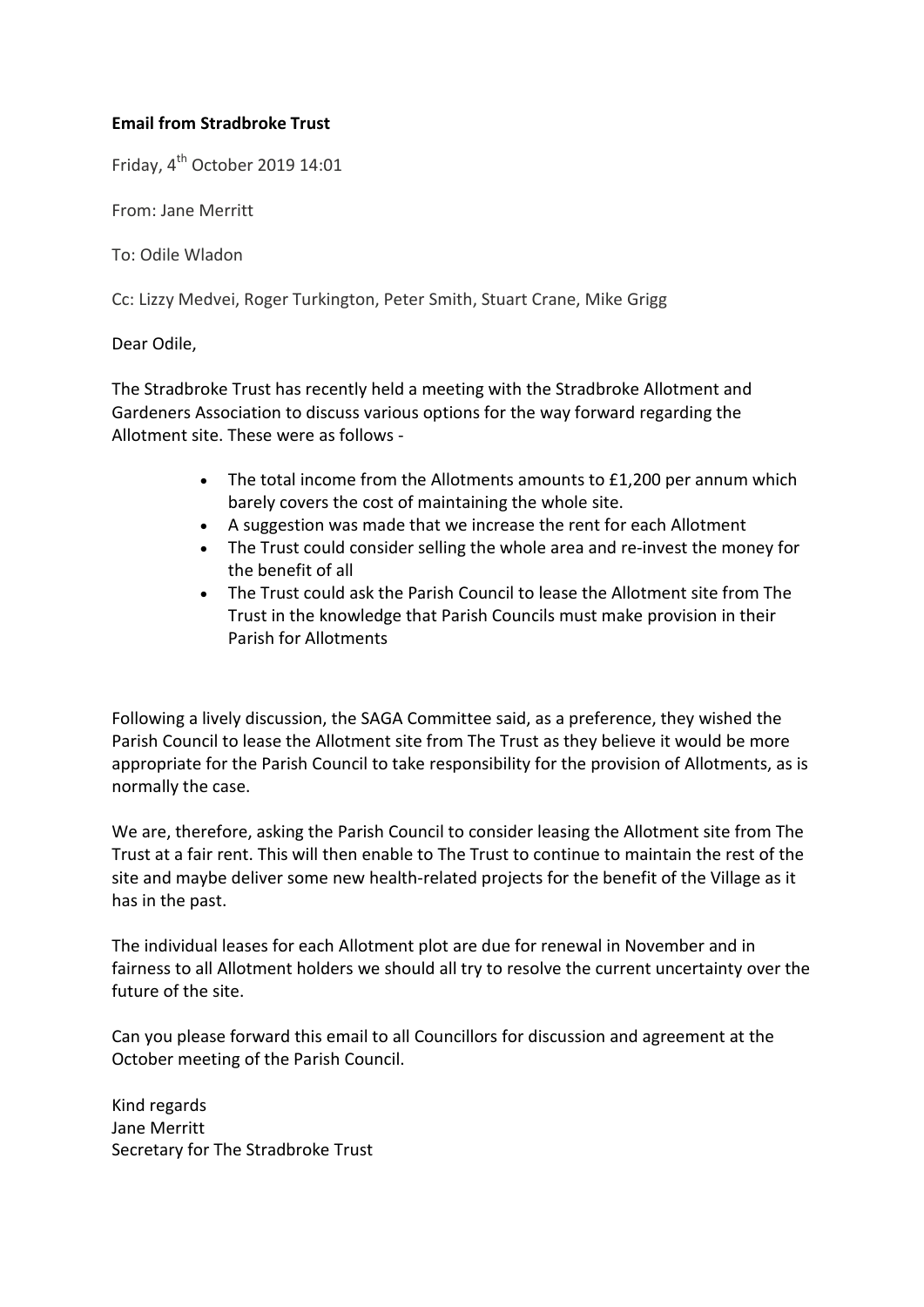**Email from Stradbroke Trust**

Friday, 4th October 2019 14:01

From: Jane Merritt

To: Odile Wladon

Cc: Lizzy Medvei, Roger Turkington, Peter Smith, Stuart Crane, Mike Grigg

Dear Odile,

The Stradbroke Trust has recently held a meeting with the Stradbroke Allotment and Gardeners Association to discuss various options for the way forward regarding the Allotment site. These were as follows -

- The total income from the Allotments amounts to £1,200 per annum which barely covers the cost of maintaining the whole site.
- A suggestion was made that we increase the rent for each Allotment
- The Trust could consider selling the whole area and re-invest the money for the benefit of all
- The Trust could ask the Parish Council to lease the Allotment site from The Trust in the knowledge that Parish Councils must make provision in their Parish for Allotments

Following a lively discussion, the SAGA Committee said, as a preference, they wished the Parish Council to lease the Allotment site from The Trust as they believe it would be more appropriate for the Parish Council to take responsibility for the provision of Allotments, as is normally the case.

We are, therefore, asking the Parish Council to consider leasing the Allotment site from The Trust at a fair rent. This will then enable to The Trust to continue to maintain the rest of the site and maybe deliver some new health-related projects for the benefit of the Village as it has in the past.

The individual leases for each Allotment plot are due for renewal in November and in fairness to all Allotment holders we should all try to resolve the current uncertainty over the future of the site.

Can you please forward this email to all Councillors for discussion and agreement at the October meeting of the Parish Council.

Kind regards
Jane Merritt
Secretary for The Stradbroke Trust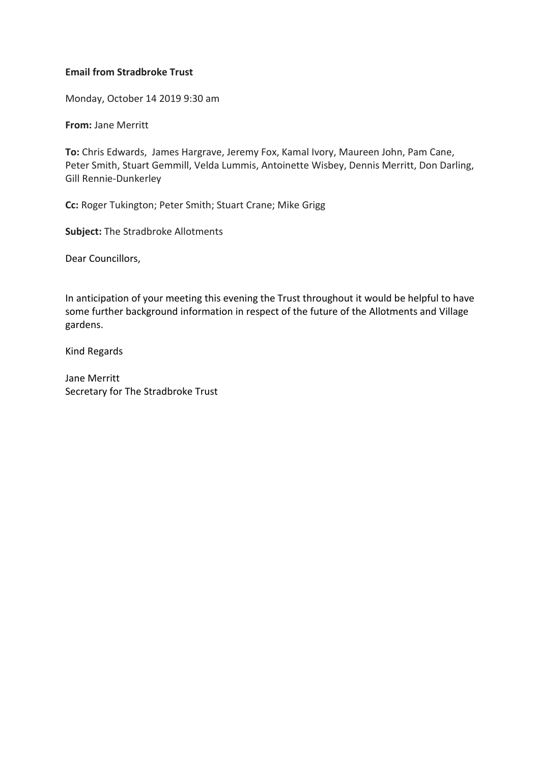**Email from Stradbroke Trust**

Monday, October 14 2019 9:30 am

**From:** Jane Merritt

**To:** Chris Edwards, James Hargrave, Jeremy Fox, Kamal Ivory, Maureen John, Pam Cane, Peter Smith, Stuart Gemmill, Velda Lummis, Antoinette Wisbey, Dennis Merritt, Don Darling, Gill Rennie-Dunkerley

**Cc:** Roger Tukington; Peter Smith; Stuart Crane; Mike Grigg

**Subject:** The Stradbroke Allotments

Dear Councillors,

In anticipation of your meeting this evening the Trust throughout it would be helpful to have some further background information in respect of the future of the Allotments and Village gardens.

Kind Regards

Jane Merritt
Secretary for The Stradbroke Trust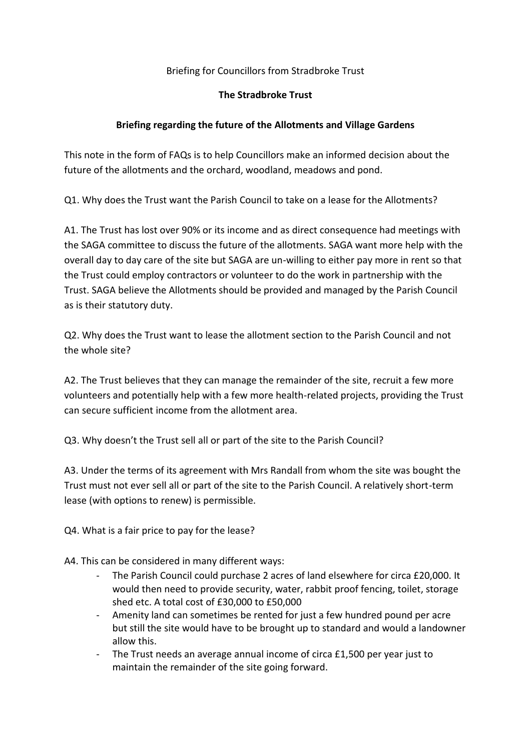Briefing for Councillors from Stradbroke Trust

**The Stradbroke Trust**

**Briefing regarding the future of the Allotments and Village Gardens**

This note in the form of FAQs is to help Councillors make an informed decision about the future of the allotments and the orchard, woodland, meadows and pond.

Q1. Why does the Trust want the Parish Council to take on a lease for the Allotments?

A1. The Trust has lost over 90% or its income and as direct consequence had meetings with the SAGA committee to discuss the future of the allotments. SAGA want more help with the overall day to day care of the site but SAGA are un-willing to either pay more in rent so that the Trust could employ contractors or volunteer to do the work in partnership with the Trust. SAGA believe the Allotments should be provided and managed by the Parish Council as is their statutory duty.

Q2. Why does the Trust want to lease the allotment section to the Parish Council and not the whole site?

A2. The Trust believes that they can manage the remainder of the site, recruit a few more volunteers and potentially help with a few more health-related projects, providing the Trust can secure sufficient income from the allotment area.

Q3. Why doesn't the Trust sell all or part of the site to the Parish Council?

A3. Under the terms of its agreement with Mrs Randall from whom the site was bought the Trust must not ever sell all or part of the site to the Parish Council. A relatively short-term lease (with options to renew) is permissible.

Q4. What is a fair price to pay for the lease?

A4. This can be considered in many different ways:

- The Parish Council could purchase 2 acres of land elsewhere for circa £20,000. It would then need to provide security, water, rabbit proof fencing, toilet, storage shed etc. A total cost of £30,000 to £50,000
- Amenity land can sometimes be rented for just a few hundred pound per acre but still the site would have to be brought up to standard and would a landowner allow this.
- The Trust needs an average annual income of circa £1,500 per year just to maintain the remainder of the site going forward.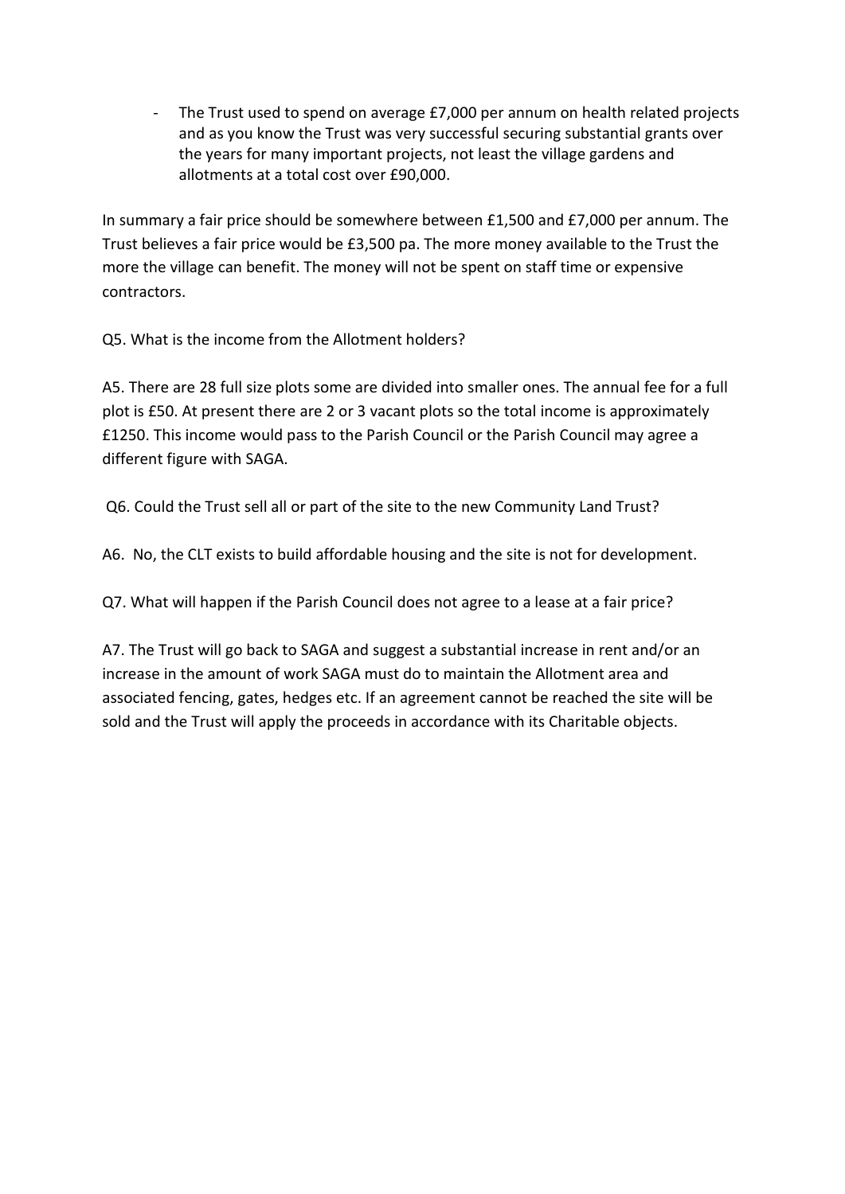- The Trust used to spend on average £7,000 per annum on health related projects and as you know the Trust was very successful securing substantial grants over the years for many important projects, not least the village gardens and allotments at a total cost over £90,000.

In summary a fair price should be somewhere between £1,500 and £7,000 per annum. The Trust believes a fair price would be £3,500 pa. The more money available to the Trust the more the village can benefit. The money will not be spent on staff time or expensive contractors.

Q5. What is the income from the Allotment holders?

A5. There are 28 full size plots some are divided into smaller ones. The annual fee for a full plot is £50. At present there are 2 or 3 vacant plots so the total income is approximately £1250. This income would pass to the Parish Council or the Parish Council may agree a different figure with SAGA.

Q6. Could the Trust sell all or part of the site to the new Community Land Trust?

A6. No, the CLT exists to build affordable housing and the site is not for development.

Q7. What will happen if the Parish Council does not agree to a lease at a fair price?

A7. The Trust will go back to SAGA and suggest a substantial increase in rent and/or an increase in the amount of work SAGA must do to maintain the Allotment area and associated fencing, gates, hedges etc. If an agreement cannot be reached the site will be sold and the Trust will apply the proceeds in accordance with its Charitable objects.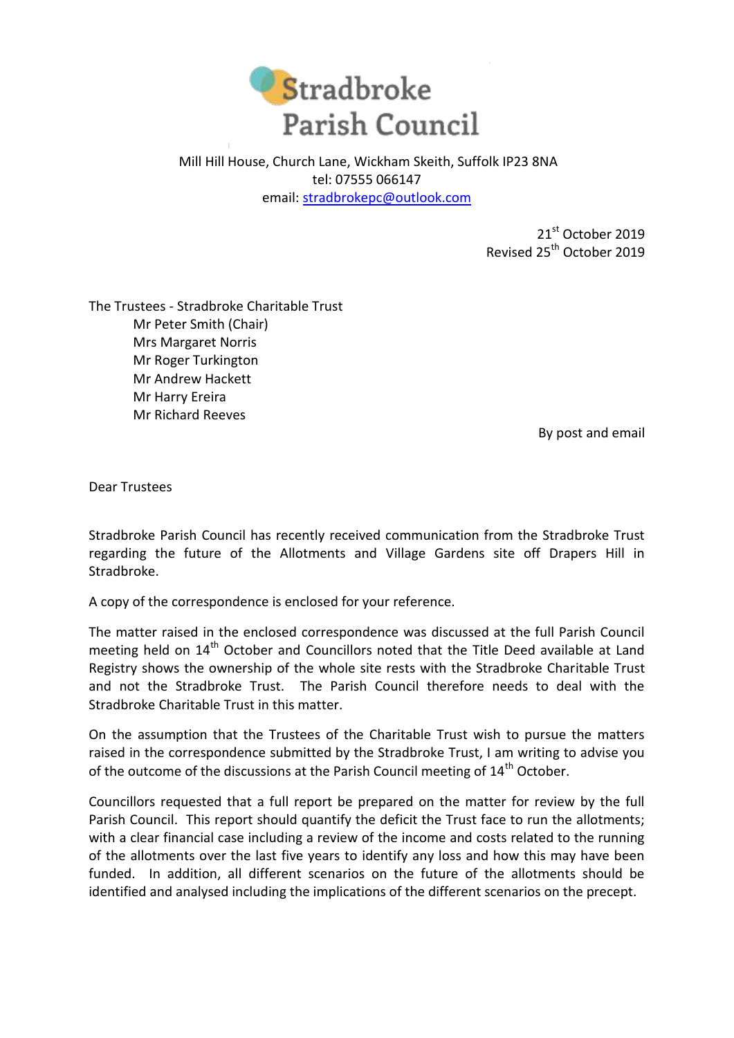# Stradbroke Parish Council

Mill Hill House, Church Lane, Wickham Skeith, Suffolk IP23 8NA
tel: 07555 066147
email: stradbrokepc@outlook.com

21st October 2019
Revised 25th October 2019

The Trustees - Stradbroke Charitable Trust
Mr Peter Smith (Chair)
Mrs Margaret Norris
Mr Roger Turkington
Mr Andrew Hackett
Mr Harry Ereira
Mr Richard Reeves

By post and email

Dear Trustees

Stradbroke Parish Council has recently received communication from the Stradbroke Trust regarding the future of the Allotments and Village Gardens site off Drapers Hill in Stradbroke.

A copy of the correspondence is enclosed for your reference.

The matter raised in the enclosed correspondence was discussed at the full Parish Council meeting held on 14th October and Councillors noted that the Title Deed available at Land Registry shows the ownership of the whole site rests with the Stradbroke Charitable Trust and not the Stradbroke Trust. The Parish Council therefore needs to deal with the Stradbroke Charitable Trust in this matter.

On the assumption that the Trustees of the Charitable Trust wish to pursue the matters raised in the correspondence submitted by the Stradbroke Trust, I am writing to advise you of the outcome of the discussions at the Parish Council meeting of 14th October.

Councillors requested that a full report be prepared on the matter for review by the full Parish Council. This report should quantify the deficit the Trust face to run the allotments; with a clear financial case including a review of the income and costs related to the running of the allotments over the last five years to identify any loss and how this may have been funded. In addition, all different scenarios on the future of the allotments should be identified and analysed including the implications of the different scenarios on the precept.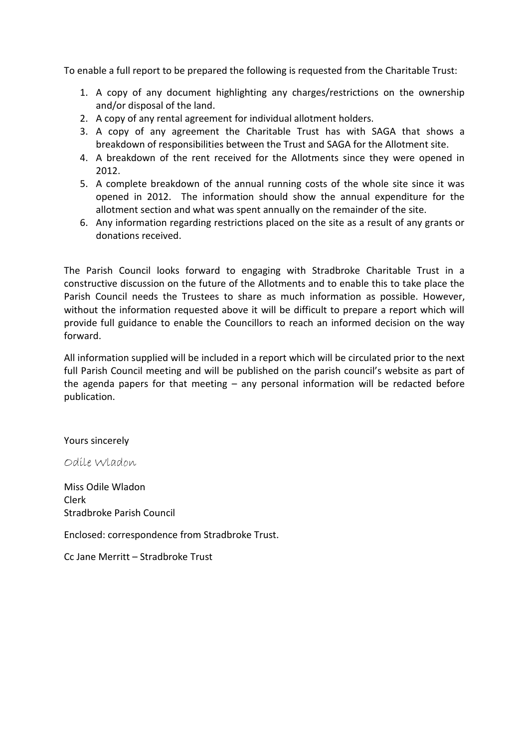To enable a full report to be prepared the following is requested from the Charitable Trust:

1. A copy of any document highlighting any charges/restrictions on the ownership and/or disposal of the land.
2. A copy of any rental agreement for individual allotment holders.
3. A copy of any agreement the Charitable Trust has with SAGA that shows a breakdown of responsibilities between the Trust and SAGA for the Allotment site.
4. A breakdown of the rent received for the Allotments since they were opened in 2012.
5. A complete breakdown of the annual running costs of the whole site since it was opened in 2012. The information should show the annual expenditure for the allotment section and what was spent annually on the remainder of the site.
6. Any information regarding restrictions placed on the site as a result of any grants or donations received.

The Parish Council looks forward to engaging with Stradbroke Charitable Trust in a constructive discussion on the future of the Allotments and to enable this to take place the Parish Council needs the Trustees to share as much information as possible. However, without the information requested above it will be difficult to prepare a report which will provide full guidance to enable the Councillors to reach an informed decision on the way forward.

All information supplied will be included in a report which will be circulated prior to the next full Parish Council meeting and will be published on the parish council's website as part of the agenda papers for that meeting – any personal information will be redacted before publication.

Yours sincerely

*Odile Wladon*

Miss Odile Wladon
Clerk
Stradbroke Parish Council

Enclosed: correspondence from Stradbroke Trust.

Cc Jane Merritt – Stradbroke Trust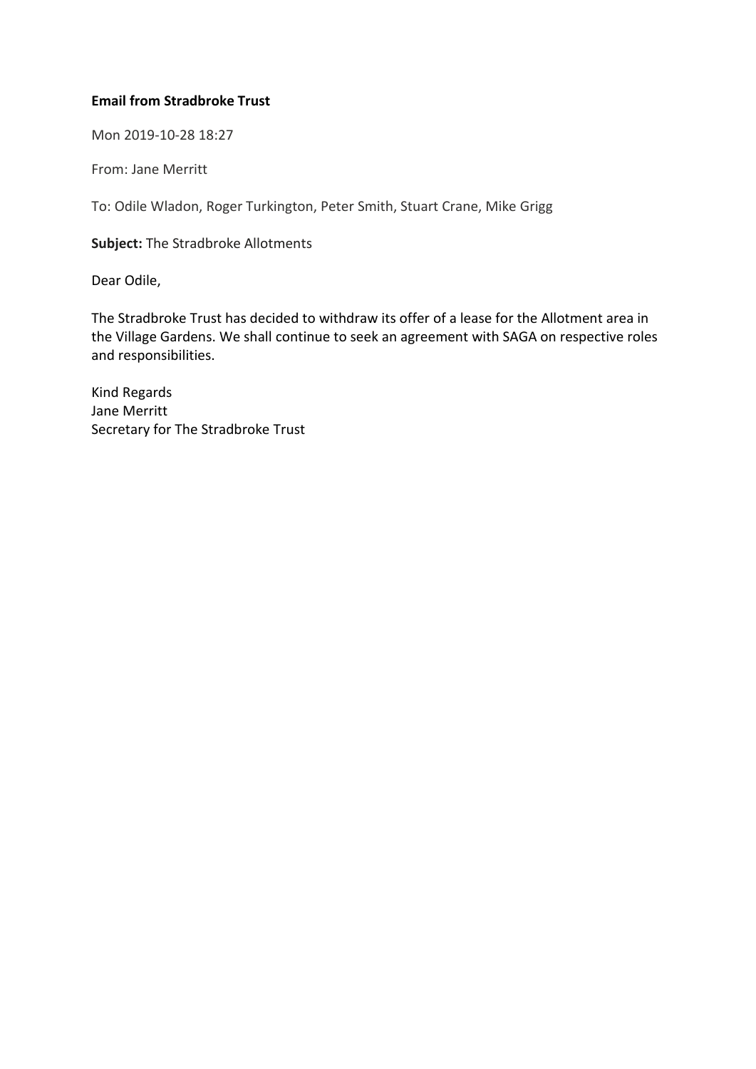**Email from Stradbroke Trust**

Mon 2019-10-28 18:27

From: Jane Merritt

To: Odile Wladon, Roger Turkington, Peter Smith, Stuart Crane, Mike Grigg

**Subject:** The Stradbroke Allotments

Dear Odile,

The Stradbroke Trust has decided to withdraw its offer of a lease for the Allotment area in the Village Gardens. We shall continue to seek an agreement with SAGA on respective roles and responsibilities.

Kind Regards
Jane Merritt
Secretary for The Stradbroke Trust